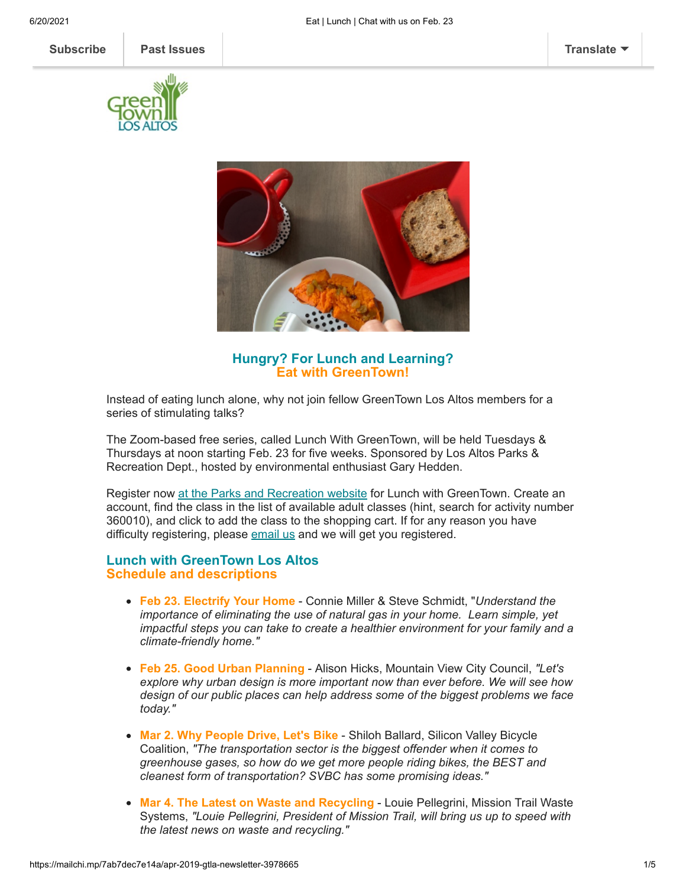Subscribe | Past Issues | Translate

## Hungry? For Lunch and Learning?
## Eat with GreenTown!

Instead of eating lunch alone, why not join fellow GreenTown Los Altos members for a series of stimulating talks?

The Zoom-based free series, called Lunch With GreenTown, will be held Tuesdays & Thursdays at noon starting Feb. 23 for five weeks. Sponsored by Los Altos Parks & Recreation Dept., hosted by environmental enthusiast Gary Hedden.

Register now [at the Parks and Recreation website]() for Lunch with GreenTown. Create an account, find the class in the list of available adult classes (hint, search for activity number 360010), and click to add the class to the shopping cart. If for any reason you have difficulty registering, please [email us]() and we will get you registered.

### Lunch with GreenTown Los Altos
### Schedule and descriptions

- **Feb 23. Electrify Your Home** - Connie Miller & Steve Schmidt, "*Understand the importance of eliminating the use of natural gas in your home. Learn simple, yet impactful steps you can take to create a healthier environment for your family and a climate-friendly home."*
- **Feb 25. Good Urban Planning** - Alison Hicks, Mountain View City Council, *"Let's explore why urban design is more important now than ever before. We will see how design of our public places can help address some of the biggest problems we face today."*
- **Mar 2. Why People Drive, Let's Bike** - Shiloh Ballard, Silicon Valley Bicycle Coalition, *"The transportation sector is the biggest offender when it comes to greenhouse gases, so how do we get more people riding bikes, the BEST and cleanest form of transportation? SVBC has some promising ideas."*
- **Mar 4. The Latest on Waste and Recycling** - Louie Pellegrini, Mission Trail Waste Systems, *"Louie Pellegrini, President of Mission Trail, will bring us up to speed with the latest news on waste and recycling."*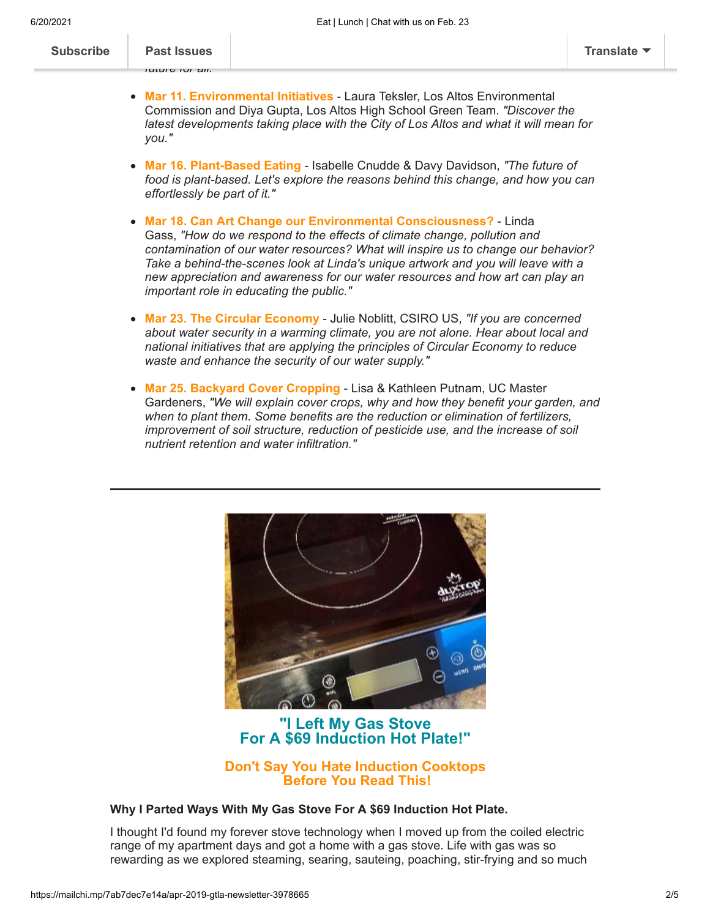- **Mar 11. Environmental Initiatives** - Laura Teksler, Los Altos Environmental Commission and Diya Gupta, Los Altos High School Green Team. *"Discover the latest developments taking place with the City of Los Altos and what it will mean for you."*

- **Mar 16. Plant-Based Eating** - Isabelle Cnudde & Davy Davidson, *"The future of food is plant-based. Let's explore the reasons behind this change, and how you can effortlessly be part of it."*

- **Mar 18. Can Art Change our Environmental Consciousness?** - Linda Gass, *"How do we respond to the effects of climate change, pollution and contamination of our water resources? What will inspire us to change our behavior? Take a behind-the-scenes look at Linda's unique artwork and you will leave with a new appreciation and awareness for our water resources and how art can play an important role in educating the public."*

- **Mar 23. The Circular Economy** - Julie Noblitt, CSIRO US, *"If you are concerned about water security in a warming climate, you are not alone. Hear about local and national initiatives that are applying the principles of Circular Economy to reduce waste and enhance the security of our water supply."*

- **Mar 25. Backyard Cover Cropping** - Lisa & Kathleen Putnam, UC Master Gardeners, *"We will explain cover crops, why and how they benefit your garden, and when to plant them. Some benefits are the reduction or elimination of fertilizers, improvement of soil structure, reduction of pesticide use, and the increase of soil nutrient retention and water infiltration."*

---

## "I Left My Gas Stove For A $69 Induction Hot Plate!"

## Don't Say You Hate Induction Cooktops Before You Read This!

**Why I Parted Ways With My Gas Stove For A $69 Induction Hot Plate.**

I thought I'd found my forever stove technology when I moved up from the coiled electric range of my apartment days and got a home with a gas stove. Life with gas was so rewarding as we explored steaming, searing, sauteing, poaching, stir-frying and so much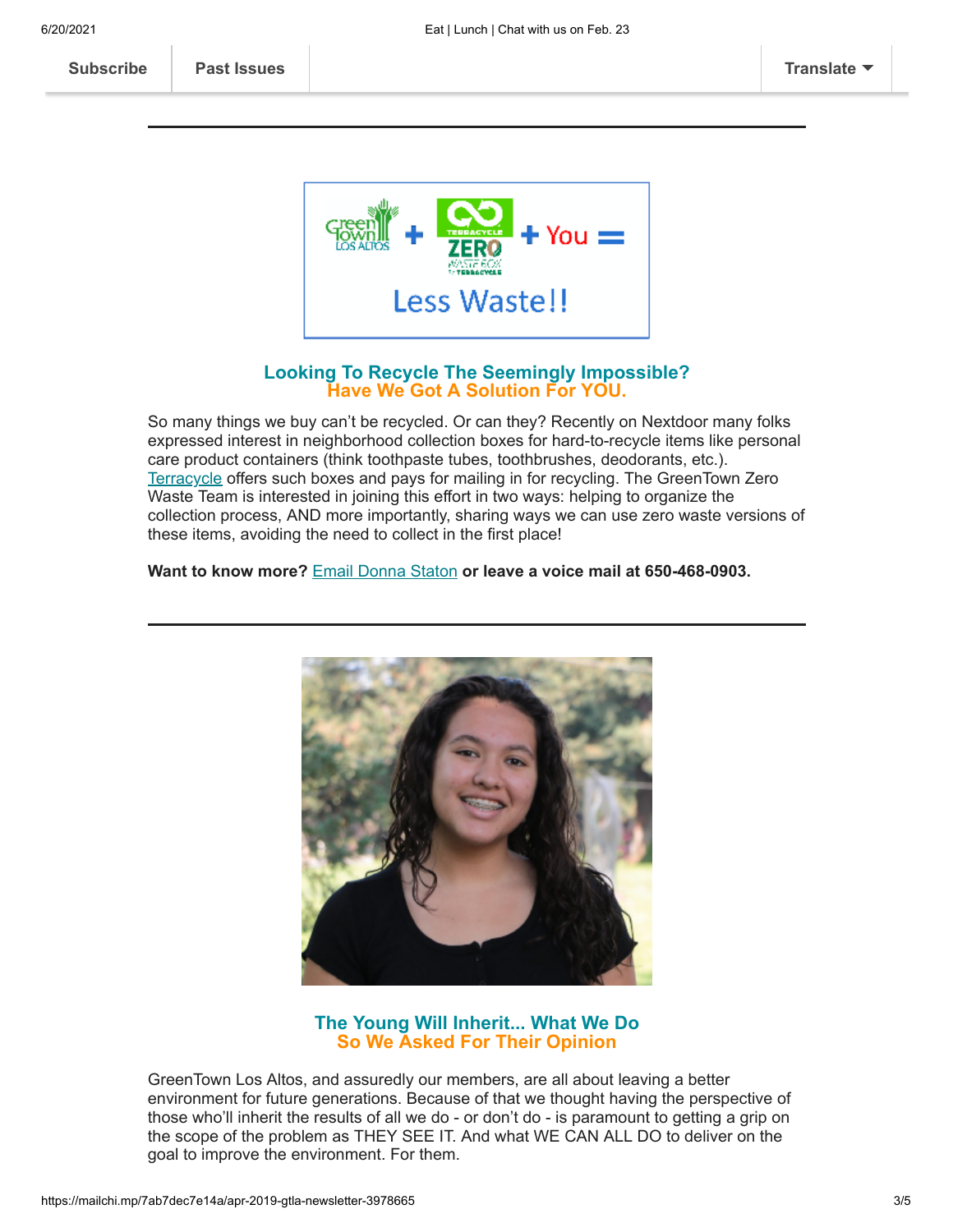Subscribe | Past Issues | Translate

---

## Looking To Recycle The Seemingly Impossible?
## Have We Got A Solution For YOU.

So many things we buy can't be recycled. Or can they? Recently on Nextdoor many folks expressed interest in neighborhood collection boxes for hard-to-recycle items like personal care product containers (think toothpaste tubes, toothbrushes, deodorants, etc.). [Terracycle] offers such boxes and pays for mailing in for recycling. The GreenTown Zero Waste Team is interested in joining this effort in two ways: helping to organize the collection process, AND more importantly, sharing ways we can use zero waste versions of these items, avoiding the need to collect in the first place!

**Want to know more?** [Email Donna Staton] **or leave a voice mail at 650-468-0903.**

---

## The Young Will Inherit... What We Do
## So We Asked For Their Opinion

GreenTown Los Altos, and assuredly our members, are all about leaving a better environment for future generations. Because of that we thought having the perspective of those who'll inherit the results of all we do - or don't do - is paramount to getting a grip on the scope of the problem as THEY SEE IT. And what WE CAN ALL DO to deliver on the goal to improve the environment. For them.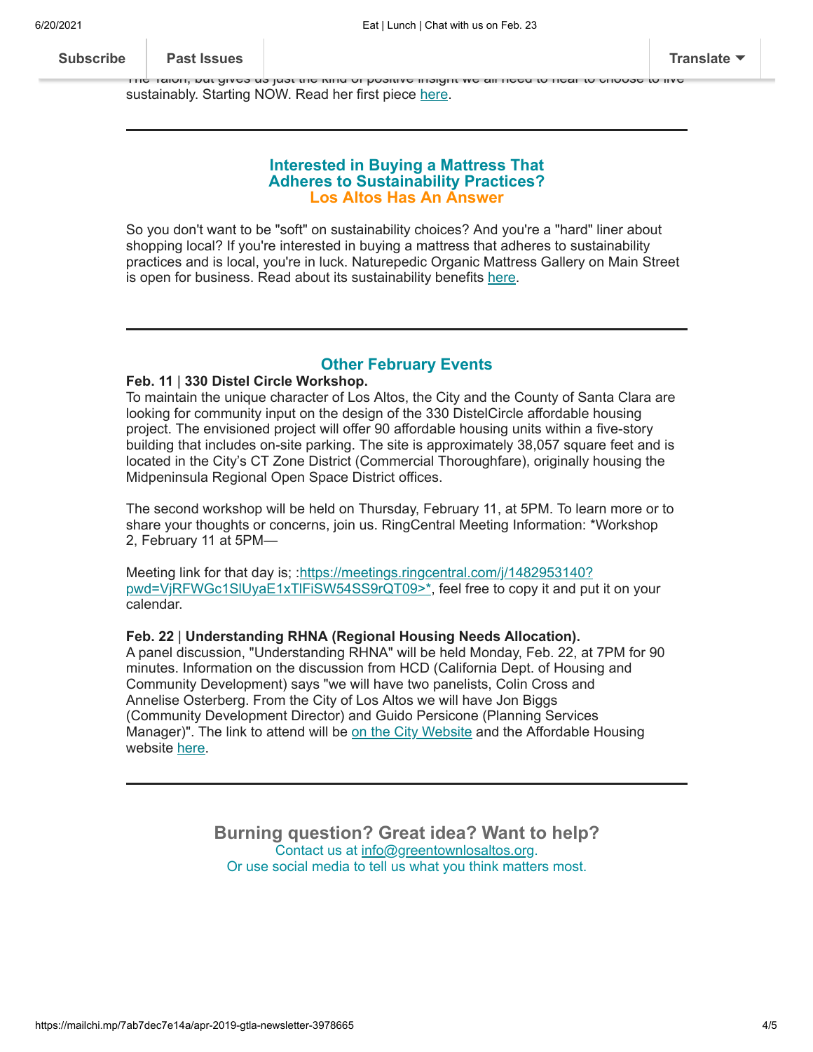The Talon, but gives us just the kind of positive insight we all need to hear to choose to live sustainably. Starting NOW. Read her first piece here.

---

## Interested in Buying a Mattress That Adheres to Sustainability Practices?
## Los Altos Has An Answer

So you don't want to be "soft" on sustainability choices? And you're a "hard" liner about shopping local? If you're interested in buying a mattress that adheres to sustainability practices and is local, you're in luck. Naturepedic Organic Mattress Gallery on Main Street is open for business. Read about its sustainability benefits here.

---

## Other February Events

**Feb. 11** | **330 Distel Circle Workshop.**
To maintain the unique character of Los Altos, the City and the County of Santa Clara are looking for community input on the design of the 330 DistelCircle affordable housing project. The envisioned project will offer 90 affordable housing units within a five-story building that includes on-site parking. The site is approximately 38,057 square feet and is located in the City's CT Zone District (Commercial Thoroughfare), originally housing the Midpeninsula Regional Open Space District offices.

The second workshop will be held on Thursday, February 11, at 5PM. To learn more or to share your thoughts or concerns, join us. RingCentral Meeting Information: *Workshop 2, February 11 at 5PM—

Meeting link for that day is; :https://meetings.ringcentral.com/j/1482953140?pwd=VjRFWGc1SlUyaE1xTlFiSW54SS9rQT09>*, feel free to copy it and put it on your calendar.

**Feb. 22** | **Understanding RHNA (Regional Housing Needs Allocation).**
A panel discussion, "Understanding RHNA" will be held Monday, Feb. 22, at 7PM for 90 minutes. Information on the discussion from HCD (California Dept. of Housing and Community Development) says "we will have two panelists, Colin Cross and Annelise Osterberg. From the City of Los Altos we will have Jon Biggs (Community Development Director) and Guido Persicone (Planning Services Manager)". The link to attend will be on the City Website and the Affordable Housing website here.

---

## Burning question? Great idea? Want to help?

Contact us at info@greentownlosaltos.org.
Or use social media to tell us what you think matters most.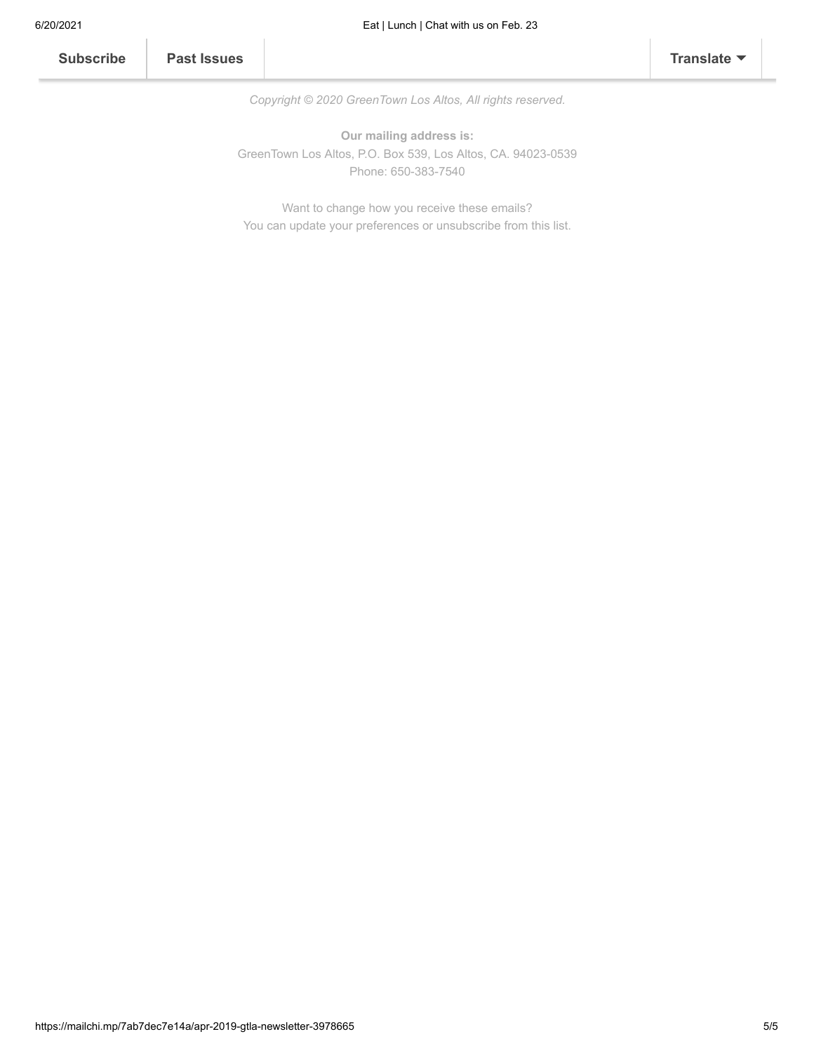Subscribe | Past Issues | Translate ▼

*Copyright © 2020 GreenTown Los Altos, All rights reserved.*

**Our mailing address is:**
GreenTown Los Altos, P.O. Box 539, Los Altos, CA. 94023-0539
Phone: 650-383-7540

Want to change how you receive these emails?
You can update your preferences or unsubscribe from this list.